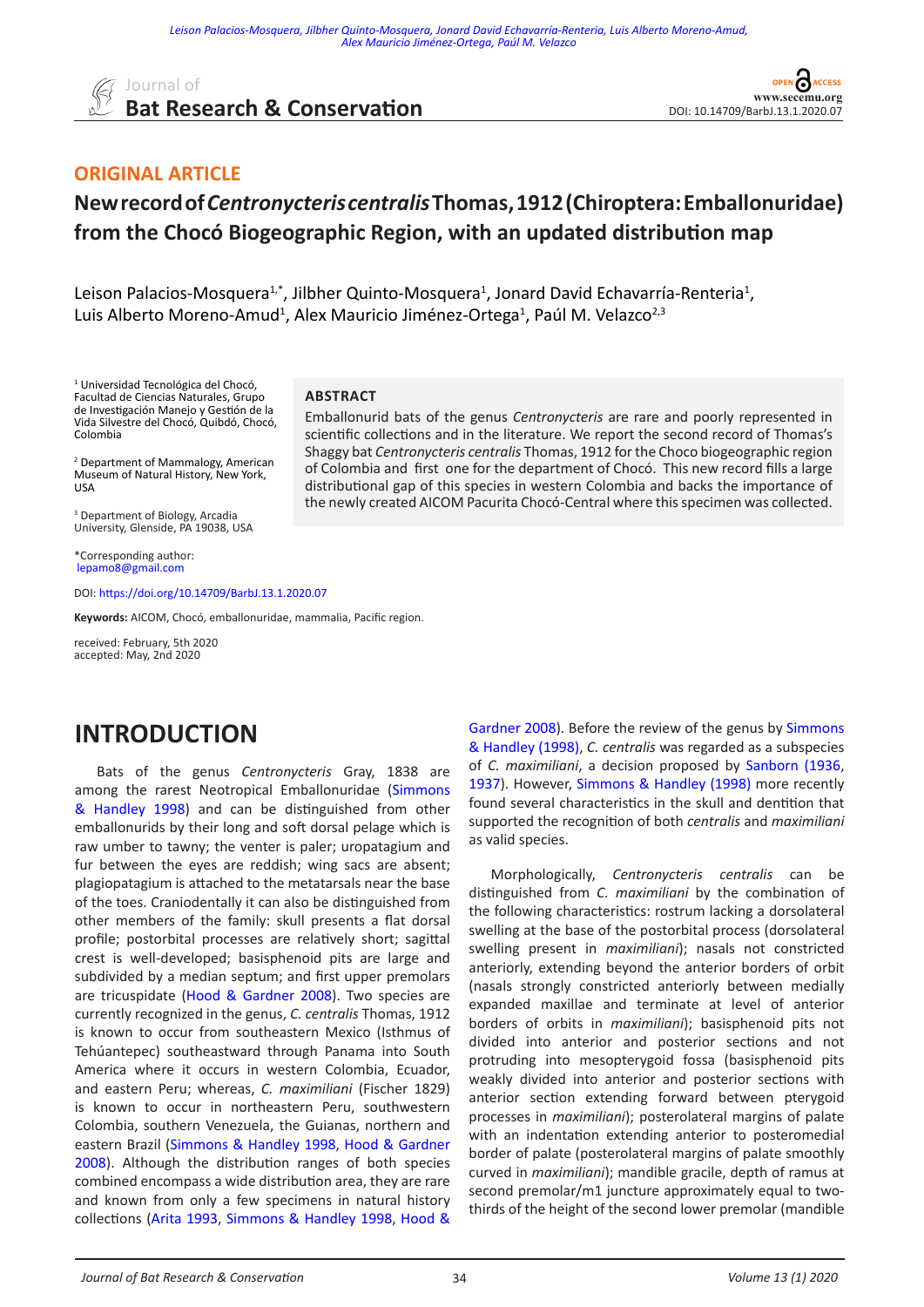ORIGINAL ARTICLE

# New record of *Centronycteris centralis* Thomas, 1912 (Chiroptera: Emballonuridae) from the Chocó Biogeographic Region, with an updated distribution map

Leison Palacios-Mosquera[1,*], Jilbher Quinto-Mosquera[1], Jonard David Echavarría-Renteria[1], Luis Alberto Moreno-Amud[1], Alex Mauricio Jiménez-Ortega[1], Paúl M. Velazco[2,3]

[1] Universidad Tecnológica del Chocó, Facultad de Ciencias Naturales, Grupo de Investigación Manejo y Gestión de la Vida Silvestre del Chocó, Quibdó, Chocó, Colombia

[2] Department of Mammalogy, American Museum of Natural History, New York, USA

[3] Department of Biology, Arcadia University, Glenside, PA 19038, USA

*Corresponding author: lepamo8@gmail.com

DOI: https://doi.org/10.14709/BarbJ.13.1.2020.07

**Keywords:** AICOM, Chocó, emballonuridae, mammalia, Pacific region.

received: February, 5th 2020
accepted: May, 2nd 2020

## ABSTRACT

Emballonurid bats of the genus *Centronycteris* are rare and poorly represented in scientific collections and in the literature. We report the second record of Thomas's Shaggy bat *Centronycteris centralis* Thomas, 1912 for the Choco biogeographic region of Colombia and first one for the department of Chocó. This new record fills a large distributional gap of this species in western Colombia and backs the importance of the newly created AICOM Pacurita Chocó-Central where this specimen was collected.

## INTRODUCTION

Bats of the genus *Centronycteris* Gray, 1838 are among the rarest Neotropical Emballonuridae (Simmons & Handley 1998) and can be distinguished from other emballonurids by their long and soft dorsal pelage which is raw umber to tawny; the venter is paler; uropatagium and fur between the eyes are reddish; wing sacs are absent; plagiopatagium is attached to the metatarsals near the base of the toes. Craniodentally it can also be distinguished from other members of the family: skull presents a flat dorsal profile; postorbital processes are relatively short; sagittal crest is well-developed; basisphenoid pits are large and subdivided by a median septum; and first upper premolars are tricuspidate (Hood & Gardner 2008). Two species are currently recognized in the genus, *C. centralis* Thomas, 1912 is known to occur from southeastern Mexico (Isthmus of Tehúantepec) southeastward through Panama into South America where it occurs in western Colombia, Ecuador, and eastern Peru; whereas, *C. maximiliani* (Fischer 1829) is known to occur in northeastern Peru, southwestern Colombia, southern Venezuela, the Guianas, northern and eastern Brazil (Simmons & Handley 1998, Hood & Gardner 2008). Although the distribution ranges of both species combined encompass a wide distribution area, they are rare and known from only a few specimens in natural history collections (Arita 1993, Simmons & Handley 1998, Hood & Gardner 2008). Before the review of the genus by Simmons & Handley (1998), *C. centralis* was regarded as a subspecies of *C. maximiliani*, a decision proposed by Sanborn (1936, 1937). However, Simmons & Handley (1998) more recently found several characteristics in the skull and dentition that supported the recognition of both *centralis* and *maximiliani* as valid species.

Morphologically, *Centronycteris centralis* can be distinguished from *C. maximiliani* by the combination of the following characteristics: rostrum lacking a dorsolateral swelling at the base of the postorbital process (dorsolateral swelling present in *maximiliani*); nasals not constricted anteriorly, extending beyond the anterior borders of orbit (nasals strongly constricted anteriorly between medially expanded maxillae and terminate at level of anterior borders of orbits in *maximiliani*); basisphenoid pits not divided into anterior and posterior sections and not protruding into mesopterygoid fossa (basisphenoid pits weakly divided into anterior and posterior sections with anterior section extending forward between pterygoid processes in *maximiliani*); posterolateral margins of palate with an indentation extending anterior to posteromedial border of palate (posterolateral margins of palate smoothly curved in *maximiliani*); mandible gracile, depth of ramus at second premolar/m1 juncture approximately equal to two-thirds of the height of the second lower premolar (mandible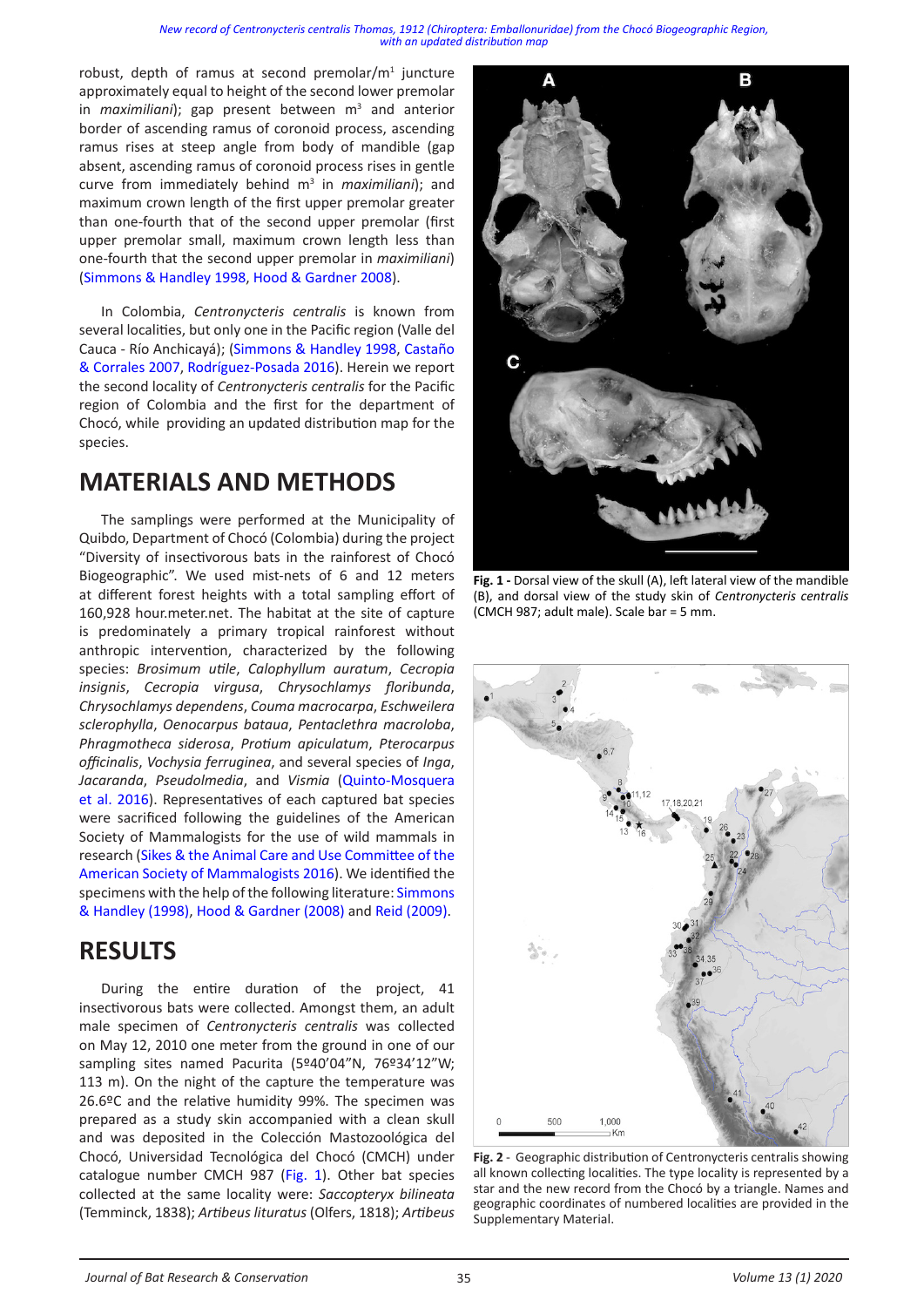robust, depth of ramus at second premolar/m[1] juncture approximately equal to height of the second lower premolar in *maximiliani*); gap present between m[3] and anterior border of ascending ramus of coronoid process, ascending ramus rises at steep angle from body of mandible (gap absent, ascending ramus of coronoid process rises in gentle curve from immediately behind m[3] in *maximiliani*); and maximum crown length of the first upper premolar greater than one-fourth that of the second upper premolar (first upper premolar small, maximum crown length less than one-fourth that the second upper premolar in *maximiliani*) (Simmons & Handley 1998, Hood & Gardner 2008).

In Colombia, *Centronycteris centralis* is known from several localities, but only one in the Pacific region (Valle del Cauca - Río Anchicayá); (Simmons & Handley 1998, Castaño & Corrales 2007, Rodríguez-Posada 2016). Herein we report the second locality of *Centronycteris centralis* for the Pacific region of Colombia and the first for the department of Chocó, while providing an updated distribution map for the species.

## MATERIALS AND METHODS

The samplings were performed at the Municipality of Quibdo, Department of Chocó (Colombia) during the project "Diversity of insectivorous bats in the rainforest of Chocó Biogeographic". We used mist-nets of 6 and 12 meters at different forest heights with a total sampling effort of 160,928 hour.meter.net. The habitat at the site of capture is predominately a primary tropical rainforest without anthropic intervention, characterized by the following species: *Brosimum utile*, *Calophyllum auratum*, *Cecropia insignis*, *Cecropia virgusa*, *Chrysochlamys floribunda*, *Chrysochlamys dependens*, *Couma macrocarpa*, *Eschweilera sclerophylla*, *Oenocarpus bataua*, *Pentaclethra macroloba*, *Phragmotheca siderosa*, *Protium apiculatum*, *Pterocarpus officinalis*, *Vochysia ferruginea*, and several species of *Inga*, *Jacaranda*, *Pseudolmedia*, and *Vismia* (Quinto-Mosquera et al. 2016). Representatives of each captured bat species were sacrificed following the guidelines of the American Society of Mammalogists for the use of wild mammals in research (Sikes & the Animal Care and Use Committee of the American Society of Mammalogists 2016). We identified the specimens with the help of the following literature: Simmons & Handley (1998), Hood & Gardner (2008) and Reid (2009).

## RESULTS

During the entire duration of the project, 41 insectivorous bats were collected. Amongst them, an adult male specimen of *Centronycteris centralis* was collected on May 12, 2010 one meter from the ground in one of our sampling sites named Pacurita (5º40'04"N, 76º34'12"W; 113 m). On the night of the capture the temperature was 26.6ºC and the relative humidity 99%. The specimen was prepared as a study skin accompanied with a clean skull and was deposited in the Colección Mastozoológica del Chocó, Universidad Tecnológica del Chocó (CMCH) under catalogue number CMCH 987 (Fig. 1). Other bat species collected at the same locality were: *Saccopteryx bilineata* (Temminck, 1838); *Artibeus lituratus* (Olfers, 1818); *Artibeus*

**Fig. 1 -** Dorsal view of the skull (A), left lateral view of the mandible (B), and dorsal view of the study skin of *Centronycteris centralis* (CMCH 987; adult male). Scale bar = 5 mm.

**Fig. 2** - Geographic distribution of Centronycteris centralis showing all known collecting localities. The type locality is represented by a star and the new record from the Chocó by a triangle. Names and geographic coordinates of numbered localities are provided in the Supplementary Material.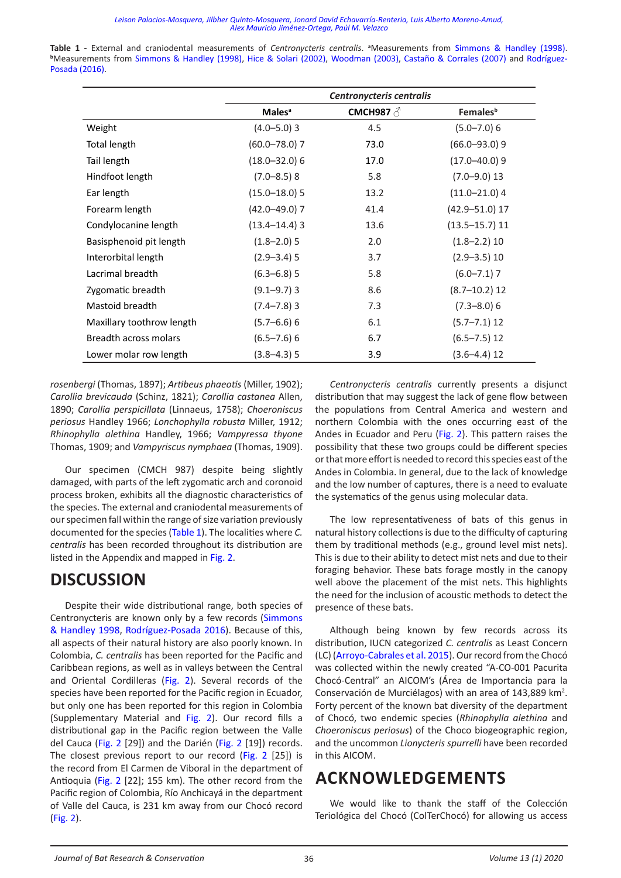**Table 1 -** External and craniodental measurements of *Centronycteris centralis*. [a]Measurements from Simmons & Handley (1998). [b]Measurements from Simmons & Handley (1998), Hice & Solari (2002), Woodman (2003), Castaño & Corrales (2007) and Rodríguez-Posada (2016).

| | *Centronycteris centralis* | | |
|---|---|---|---|
| | Males[a] | CMCH987 ♂ | Females[b] |
| Weight | (4.0–5.0) 3 | 4.5 | (5.0–7.0) 6 |
| Total length | (60.0–78.0) 7 | 73.0 | (66.0–93.0) 9 |
| Tail length | (18.0–32.0) 6 | 17.0 | (17.0–40.0) 9 |
| Hindfoot length | (7.0–8.5) 8 | 5.8 | (7.0–9.0) 13 |
| Ear length | (15.0–18.0) 5 | 13.2 | (11.0–21.0) 4 |
| Forearm length | (42.0–49.0) 7 | 41.4 | (42.9–51.0) 17 |
| Condylocanine length | (13.4–14.4) 3 | 13.6 | (13.5–15.7) 11 |
| Basisphenoid pit length | (1.8–2.0) 5 | 2.0 | (1.8–2.2) 10 |
| Interorbital length | (2.9–3.4) 5 | 3.7 | (2.9–3.5) 10 |
| Lacrimal breadth | (6.3–6.8) 5 | 5.8 | (6.0–7.1) 7 |
| Zygomatic breadth | (9.1–9.7) 3 | 8.6 | (8.7–10.2) 12 |
| Mastoid breadth | (7.4–7.8) 3 | 7.3 | (7.3–8.0) 6 |
| Maxillary toothrow length | (5.7–6.6) 6 | 6.1 | (5.7–7.1) 12 |
| Breadth across molars | (6.5–7.6) 6 | 6.7 | (6.5–7.5) 12 |
| Lower molar row length | (3.8–4.3) 5 | 3.9 | (3.6–4.4) 12 |

*rosenbergi* (Thomas, 1897); *Artibeus phaeotis* (Miller, 1902); *Carollia brevicauda* (Schinz, 1821); *Carollia castanea* Allen, 1890; *Carollia perspicillata* (Linnaeus, 1758); *Choeroniscus periosus* Handley 1966; *Lonchophylla robusta* Miller, 1912; *Rhinophylla alethina* Handley, 1966; *Vampyressa thyone* Thomas, 1909; and *Vampyriscus nymphaea* (Thomas, 1909).

Our specimen (CMCH 987) despite being slightly damaged, with parts of the left zygomatic arch and coronoid process broken, exhibits all the diagnostic characteristics of the species. The external and craniodental measurements of our specimen fall within the range of size variation previously documented for the species (Table 1). The localities where *C. centralis* has been recorded throughout its distribution are listed in the Appendix and mapped in Fig. 2.

# DISCUSSION

Despite their wide distributional range, both species of Centronycteris are known only by a few records (Simmons & Handley 1998, Rodríguez-Posada 2016). Because of this, all aspects of their natural history are also poorly known. In Colombia, *C. centralis* has been reported for the Pacific and Caribbean regions, as well as in valleys between the Central and Oriental Cordilleras (Fig. 2). Several records of the species have been reported for the Pacific region in Ecuador, but only one has been reported for this region in Colombia (Supplementary Material and Fig. 2). Our record fills a distributional gap in the Pacific region between the Valle del Cauca (Fig. 2 [29]) and the Darién (Fig. 2 [19]) records. The closest previous report to our record (Fig. 2 [25]) is the record from El Carmen de Viboral in the department of Antioquia (Fig. 2 [22]; 155 km). The other record from the Pacific region of Colombia, Río Anchicayá in the department of Valle del Cauca, is 231 km away from our Chocó record (Fig. 2).

*Centronycteris centralis* currently presents a disjunct distribution that may suggest the lack of gene flow between the populations from Central America and western and northern Colombia with the ones occurring east of the Andes in Ecuador and Peru (Fig. 2). This pattern raises the possibility that these two groups could be different species or that more effort is needed to record this species east of the Andes in Colombia. In general, due to the lack of knowledge and the low number of captures, there is a need to evaluate the systematics of the genus using molecular data.

The low representativeness of bats of this genus in natural history collections is due to the difficulty of capturing them by traditional methods (e.g., ground level mist nets). This is due to their ability to detect mist nets and due to their foraging behavior. These bats forage mostly in the canopy well above the placement of the mist nets. This highlights the need for the inclusion of acoustic methods to detect the presence of these bats.

Although being known by few records across its distribution, IUCN categorized *C. centralis* as Least Concern (LC) (Arroyo-Cabrales et al. 2015). Our record from the Chocó was collected within the newly created "A-CO-001 Pacurita Chocó-Central" an AICOM's (Área de Importancia para la Conservación de Murciélagos) with an area of 143,889 $km^2$. Forty percent of the known bat diversity of the department of Chocó, two endemic species (*Rhinophylla alethina* and *Choeroniscus periosus*) of the Choco biogeographic region, and the uncommon *Lionycteris spurrelli* have been recorded in this AICOM.

# ACKNOWLEDGEMENTS

We would like to thank the staff of the Colección Teriológica del Chocó (ColTerChocó) for allowing us access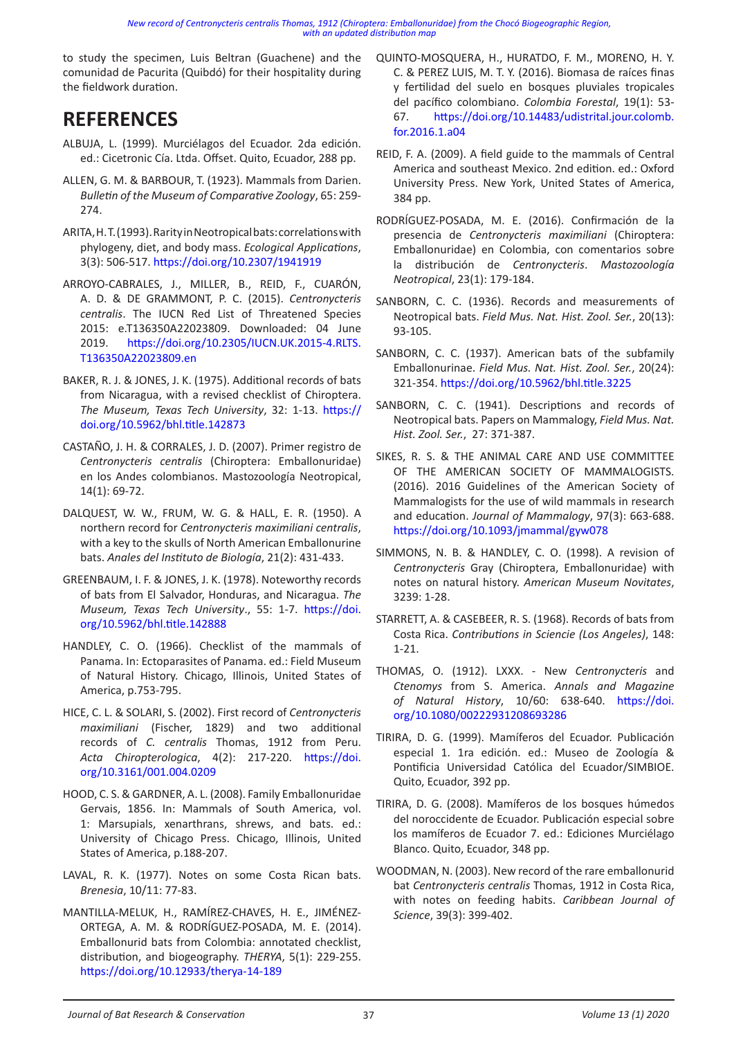to study the specimen, Luis Beltran (Guachene) and the comunidad de Pacurita (Quibdó) for their hospitality during the fieldwork duration.

# REFERENCES

ALBUJA, L. (1999). Murciélagos del Ecuador. 2da edición. ed.: Cicetronic Cía. Ltda. Offset. Quito, Ecuador, 288 pp.

ALLEN, G. M. & BARBOUR, T. (1923). Mammals from Darien. *Bulletin of the Museum of Comparative Zoology*, 65: 259-274.

ARITA, H. T. (1993). Rarity in Neotropical bats: correlations with phylogeny, diet, and body mass. *Ecological Applications*, 3(3): 506-517. https://doi.org/10.2307/1941919

ARROYO-CABRALES, J., MILLER, B., REID, F., CUARÓN, A. D. & DE GRAMMONT, P. C. (2015). *Centronycteris centralis*. The IUCN Red List of Threatened Species 2015: e.T136350A22023809. Downloaded: 04 June 2019. https://doi.org/10.2305/IUCN.UK.2015-4.RLTS.T136350A22023809.en

BAKER, R. J. & JONES, J. K. (1975). Additional records of bats from Nicaragua, with a revised checklist of Chiroptera. *The Museum, Texas Tech University*, 32: 1-13. https://doi.org/10.5962/bhl.title.142873

CASTAÑO, J. H. & CORRALES, J. D. (2007). Primer registro de *Centronycteris centralis* (Chiroptera: Emballonuridae) en los Andes colombianos. Mastozoología Neotropical, 14(1): 69-72.

DALQUEST, W. W., FRUM, W. G. & HALL, E. R. (1950). A northern record for *Centronycteris maximiliani centralis*, with a key to the skulls of North American Emballonurine bats. *Anales del Instituto de Biología*, 21(2): 431-433.

GREENBAUM, I. F. & JONES, J. K. (1978). Noteworthy records of bats from El Salvador, Honduras, and Nicaragua. *The Museum, Texas Tech University*., 55: 1-7. https://doi.org/10.5962/bhl.title.142888

HANDLEY, C. O. (1966). Checklist of the mammals of Panama. In: Ectoparasites of Panama. ed.: Field Museum of Natural History. Chicago, Illinois, United States of America, p.753-795.

HICE, C. L. & SOLARI, S. (2002). First record of *Centronycteris maximiliani* (Fischer, 1829) and two additional records of *C. centralis* Thomas, 1912 from Peru. *Acta Chiropterologica*, 4(2): 217-220. https://doi.org/10.3161/001.004.0209

HOOD, C. S. & GARDNER, A. L. (2008). Family Emballonuridae Gervais, 1856. In: Mammals of South America, vol. 1: Marsupials, xenarthrans, shrews, and bats. ed.: University of Chicago Press. Chicago, Illinois, United States of America, p.188-207.

LAVAL, R. K. (1977). Notes on some Costa Rican bats. *Brenesia*, 10/11: 77-83.

MANTILLA-MELUK, H., RAMÍREZ-CHAVES, H. E., JIMÉNEZ-ORTEGA, A. M. & RODRÍGUEZ-POSADA, M. E. (2014). Emballonurid bats from Colombia: annotated checklist, distribution, and biogeography. *THERYA*, 5(1): 229-255. https://doi.org/10.12933/therya-14-189

QUINTO-MOSQUERA, H., HURATDO, F. M., MORENO, H. Y. C. & PEREZ LUIS, M. T. Y. (2016). Biomasa de raíces finas y fertilidad del suelo en bosques pluviales tropicales del pacífico colombiano. *Colombia Forestal*, 19(1): 53-67. https://doi.org/10.14483/udistrital.jour.colomb.for.2016.1.a04

REID, F. A. (2009). A field guide to the mammals of Central America and southeast Mexico. 2nd edition. ed.: Oxford University Press. New York, United States of America, 384 pp.

RODRÍGUEZ-POSADA, M. E. (2016). Confirmación de la presencia de *Centronycteris maximiliani* (Chiroptera: Emballonuridae) en Colombia, con comentarios sobre la distribución de *Centronycteris*. *Mastozoología Neotropical*, 23(1): 179-184.

SANBORN, C. C. (1936). Records and measurements of Neotropical bats. *Field Mus. Nat. Hist. Zool. Ser.*, 20(13): 93-105.

SANBORN, C. C. (1937). American bats of the subfamily Emballonurinae. *Field Mus. Nat. Hist. Zool. Ser.*, 20(24): 321-354. https://doi.org/10.5962/bhl.title.3225

SANBORN, C. C. (1941). Descriptions and records of Neotropical bats. Papers on Mammalogy, *Field Mus. Nat. Hist. Zool. Ser.*, 27: 371-387.

SIKES, R. S. & THE ANIMAL CARE AND USE COMMITTEE OF THE AMERICAN SOCIETY OF MAMMALOGISTS. (2016). 2016 Guidelines of the American Society of Mammalogists for the use of wild mammals in research and education. *Journal of Mammalogy*, 97(3): 663-688. https://doi.org/10.1093/jmammal/gyw078

SIMMONS, N. B. & HANDLEY, C. O. (1998). A revision of *Centronycteris* Gray (Chiroptera, Emballonuridae) with notes on natural history. *American Museum Novitates*, 3239: 1-28.

STARRETT, A. & CASEBEER, R. S. (1968). Records of bats from Costa Rica. *Contributions in Sciencie (Los Angeles)*, 148: 1-21.

THOMAS, O. (1912). LXXX. - New *Centronycteris* and *Ctenomys* from S. America. *Annals and Magazine of Natural History*, 10/60: 638-640. https://doi.org/10.1080/00222931208693286

TIRIRA, D. G. (1999). Mamíferos del Ecuador. Publicación especial 1. 1ra edición. ed.: Museo de Zoología & Pontificia Universidad Católica del Ecuador/SIMBIOE. Quito, Ecuador, 392 pp.

TIRIRA, D. G. (2008). Mamíferos de los bosques húmedos del noroccidente de Ecuador. Publicación especial sobre los mamíferos de Ecuador 7. ed.: Ediciones Murciélago Blanco. Quito, Ecuador, 348 pp.

WOODMAN, N. (2003). New record of the rare emballonurid bat *Centronycteris centralis* Thomas, 1912 in Costa Rica, with notes on feeding habits. *Caribbean Journal of Science*, 39(3): 399-402.